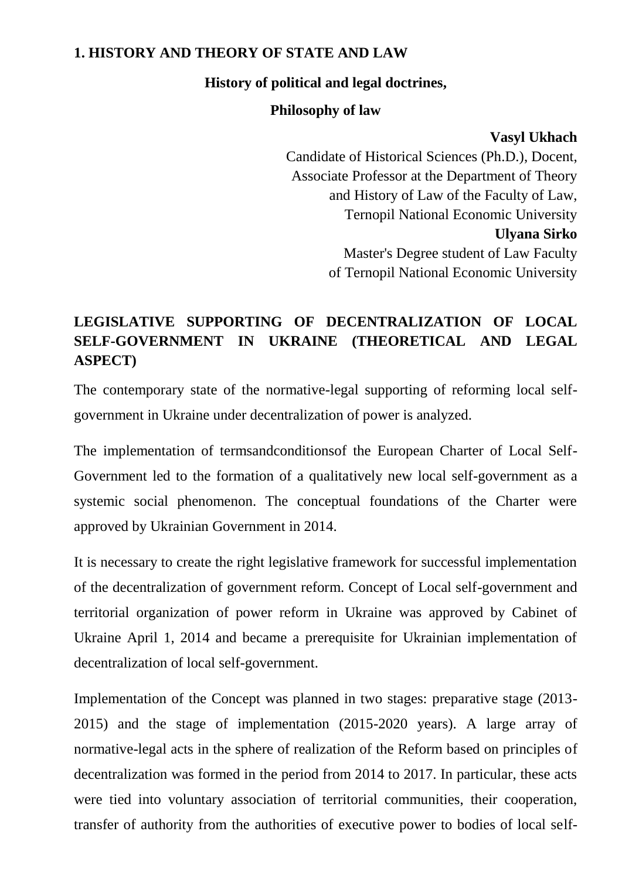## 1. HISTORY AND THEORY OF STATE AND LAW

### History of political and legal doctrines,

### Philosophy of law

**Vasyl Ukhach**
Candidate of Historical Sciences (Ph.D.), Docent,
Associate Professor at the Department of Theory
and History of Law of the Faculty of Law,
Ternopil National Economic University
**Ulyana Sirko**
Master's Degree student of Law Faculty
of Ternopil National Economic University

# LEGISLATIVE SUPPORTING OF DECENTRALIZATION OF LOCAL SELF-GOVERNMENT IN UKRAINE (THEORETICAL AND LEGAL ASPECT)

The contemporary state of the normative-legal supporting of reforming local self-government in Ukraine under decentralization of power is analyzed.

The implementation of termsandconditionsof the European Charter of Local Self-Government led to the formation of a qualitatively new local self-government as a systemic social phenomenon. The conceptual foundations of the Charter were approved by Ukrainian Government in 2014.

It is necessary to create the right legislative framework for successful implementation of the decentralization of government reform. Concept of Local self-government and territorial organization of power reform in Ukraine was approved by Cabinet of Ukraine April 1, 2014 and became a prerequisite for Ukrainian implementation of decentralization of local self-government.

Implementation of the Concept was planned in two stages: preparative stage (2013-2015) and the stage of implementation (2015-2020 years). A large array of normative-legal acts in the sphere of realization of the Reform based on principles of decentralization was formed in the period from 2014 to 2017. In particular, these acts were tied into voluntary association of territorial communities, their cooperation, transfer of authority from the authorities of executive power to bodies of local self-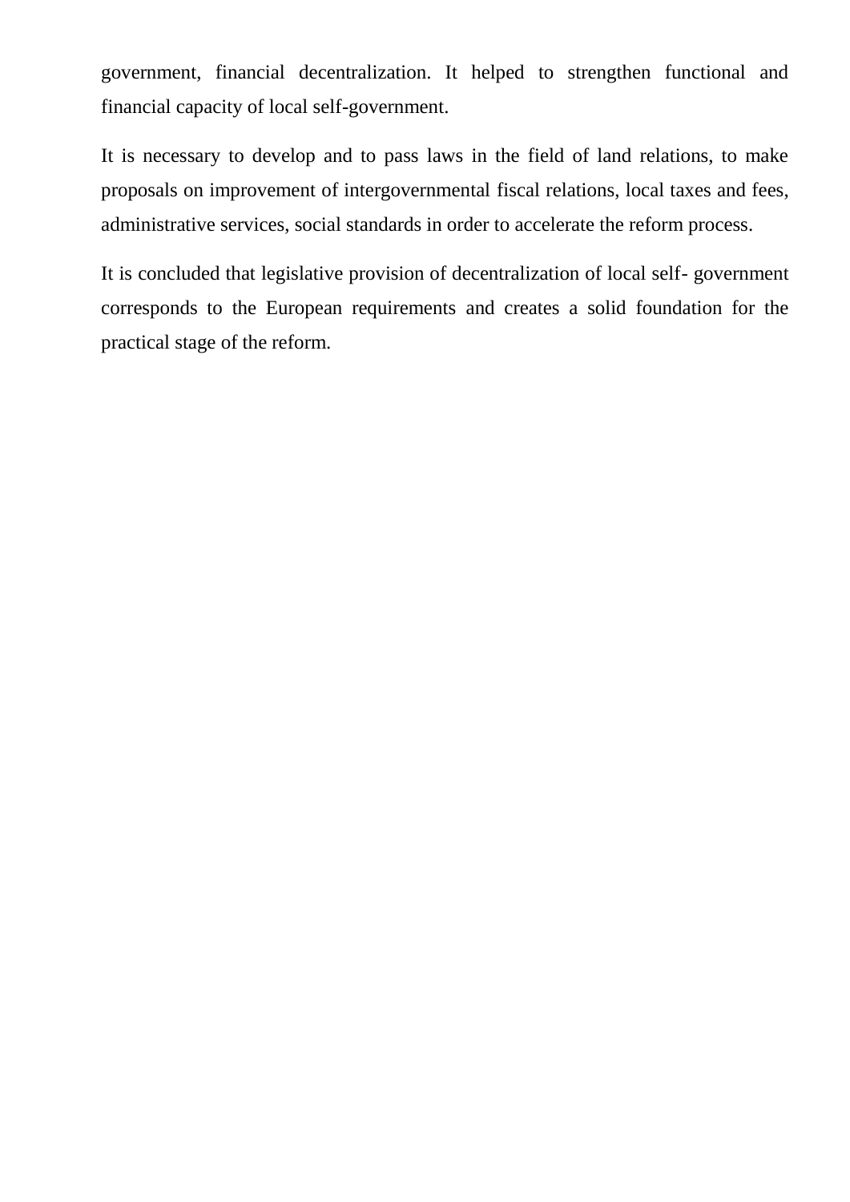government, financial decentralization. It helped to strengthen functional and financial capacity of local self-government.

It is necessary to develop and to pass laws in the field of land relations, to make proposals on improvement of intergovernmental fiscal relations, local taxes and fees, administrative services, social standards in order to accelerate the reform process.

It is concluded that legislative provision of decentralization of local self- government corresponds to the European requirements and creates a solid foundation for the practical stage of the reform.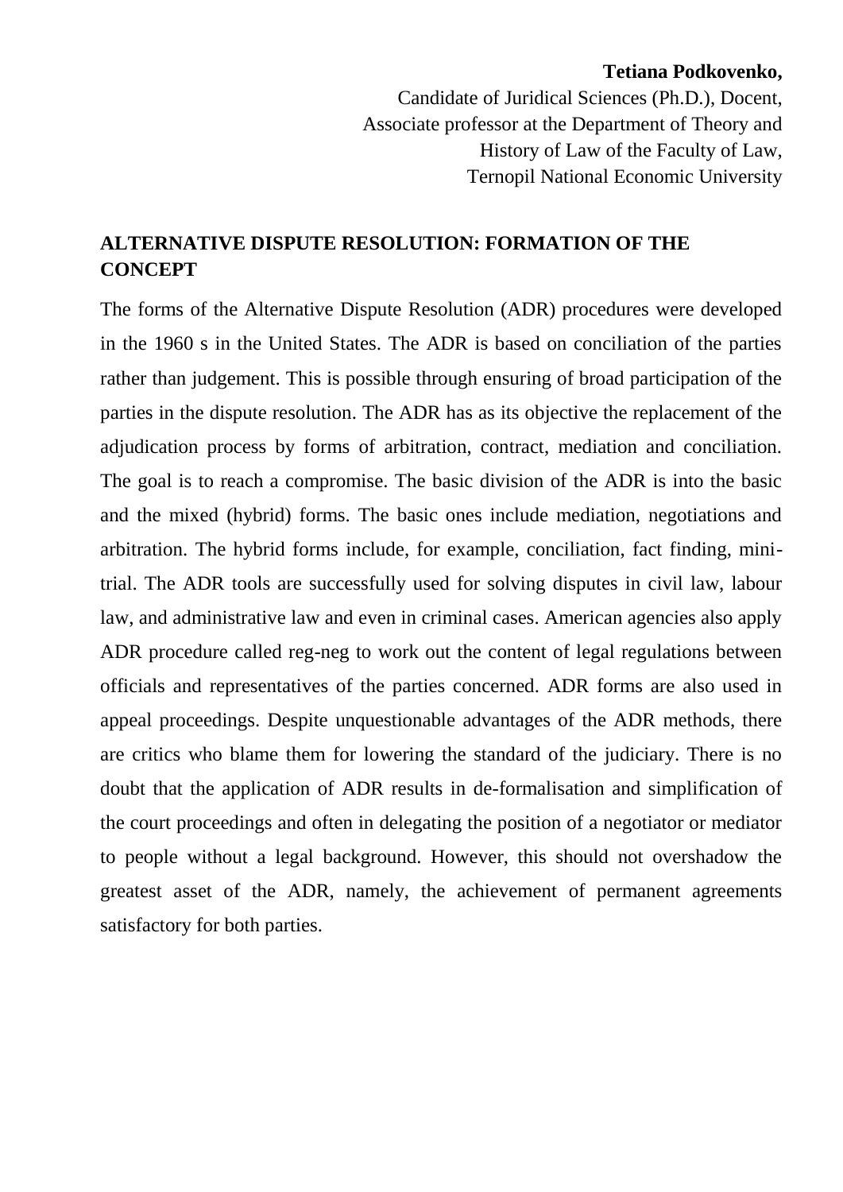**Tetiana Podkovenko,**
Candidate of Juridical Sciences (Ph.D.), Docent,
Associate professor at the Department of Theory and
History of Law of the Faculty of Law,
Ternopil National Economic University

## ALTERNATIVE DISPUTE RESOLUTION: FORMATION OF THE CONCEPT

The forms of the Alternative Dispute Resolution (ADR) procedures were developed in the 1960 s in the United States. The ADR is based on conciliation of the parties rather than judgement. This is possible through ensuring of broad participation of the parties in the dispute resolution. The ADR has as its objective the replacement of the adjudication process by forms of arbitration, contract, mediation and conciliation. The goal is to reach a compromise. The basic division of the ADR is into the basic and the mixed (hybrid) forms. The basic ones include mediation, negotiations and arbitration. The hybrid forms include, for example, conciliation, fact finding, mini-trial. The ADR tools are successfully used for solving disputes in civil law, labour law, and administrative law and even in criminal cases. American agencies also apply ADR procedure called reg-neg to work out the content of legal regulations between officials and representatives of the parties concerned. ADR forms are also used in appeal proceedings. Despite unquestionable advantages of the ADR methods, there are critics who blame them for lowering the standard of the judiciary. There is no doubt that the application of ADR results in de-formalisation and simplification of the court proceedings and often in delegating the position of a negotiator or mediator to people without a legal background. However, this should not overshadow the greatest asset of the ADR, namely, the achievement of permanent agreements satisfactory for both parties.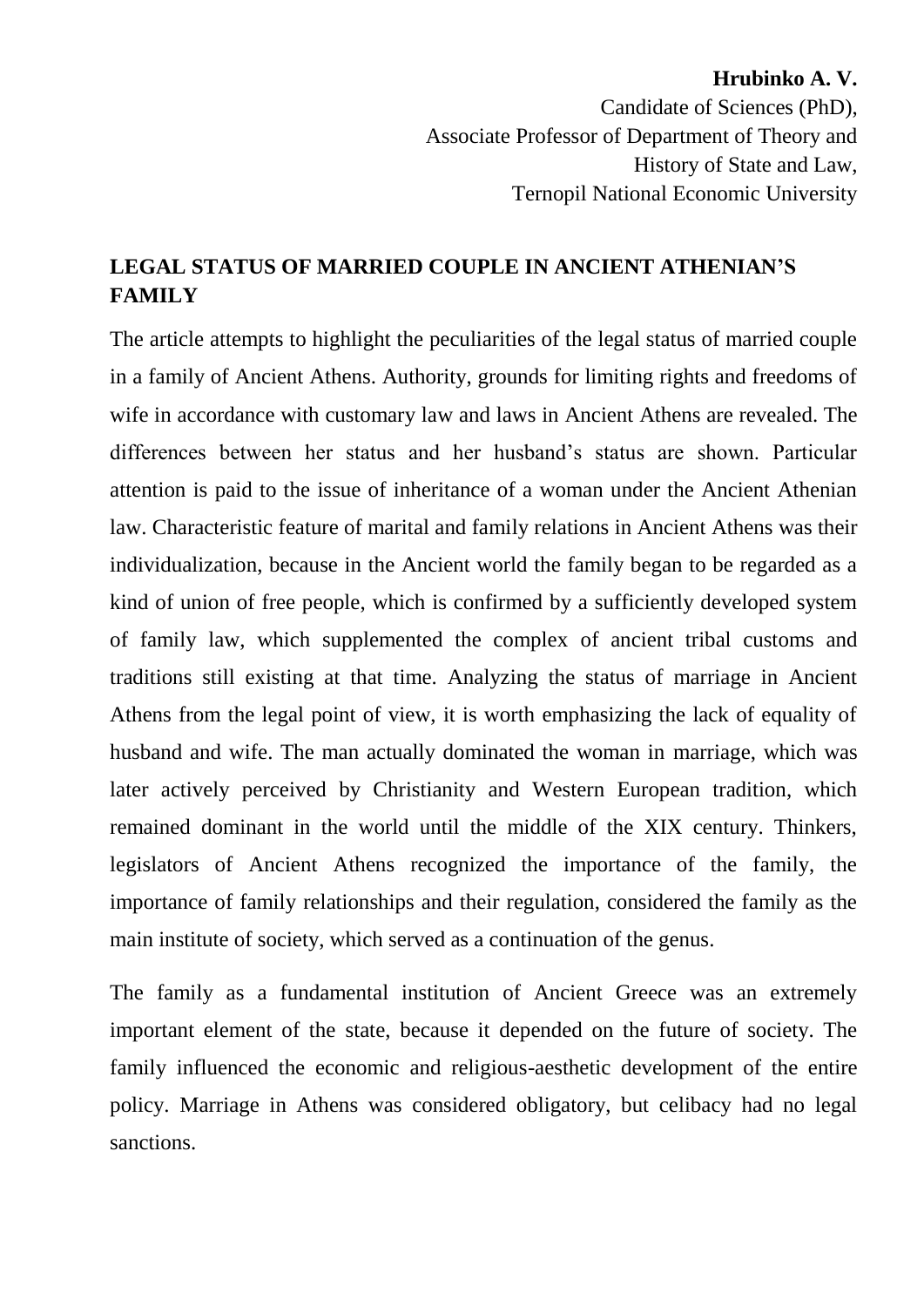**Hrubinko A. V.**
Candidate of Sciences (PhD),
Associate Professor of Department of Theory and
History of State and Law,
Ternopil National Economic University

## LEGAL STATUS OF MARRIED COUPLE IN ANCIENT ATHENIAN'S FAMILY

The article attempts to highlight the peculiarities of the legal status of married couple in a family of Ancient Athens. Authority, grounds for limiting rights and freedoms of wife in accordance with customary law and laws in Ancient Athens are revealed. The differences between her status and her husband's status are shown. Particular attention is paid to the issue of inheritance of a woman under the Ancient Athenian law. Characteristic feature of marital and family relations in Ancient Athens was their individualization, because in the Ancient world the family began to be regarded as a kind of union of free people, which is confirmed by a sufficiently developed system of family law, which supplemented the complex of ancient tribal customs and traditions still existing at that time. Analyzing the status of marriage in Ancient Athens from the legal point of view, it is worth emphasizing the lack of equality of husband and wife. The man actually dominated the woman in marriage, which was later actively perceived by Christianity and Western European tradition, which remained dominant in the world until the middle of the XIX century. Thinkers, legislators of Ancient Athens recognized the importance of the family, the importance of family relationships and their regulation, considered the family as the main institute of society, which served as a continuation of the genus.

The family as a fundamental institution of Ancient Greece was an extremely important element of the state, because it depended on the future of society. The family influenced the economic and religious-aesthetic development of the entire policy. Marriage in Athens was considered obligatory, but celibacy had no legal sanctions.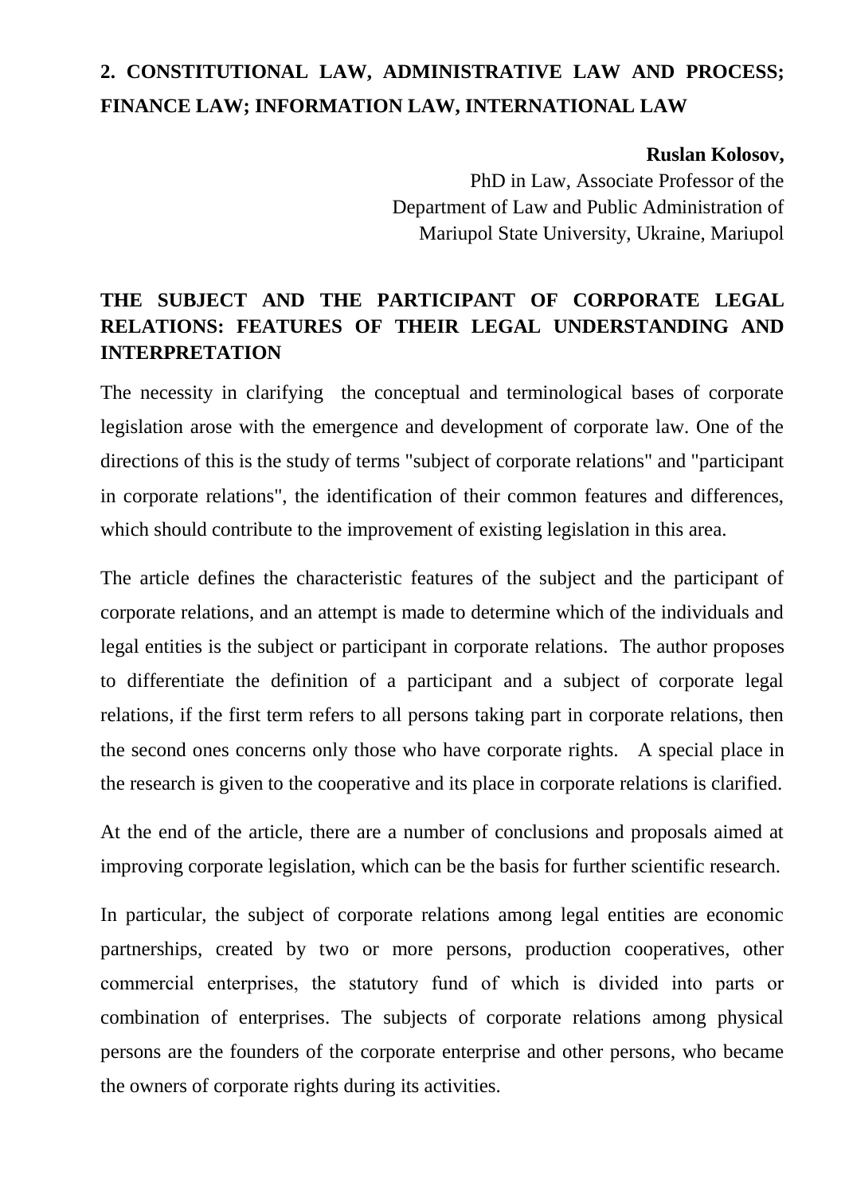## 2. CONSTITUTIONAL LAW, ADMINISTRATIVE LAW AND PROCESS; FINANCE LAW; INFORMATION LAW, INTERNATIONAL LAW

**Ruslan Kolosov,**
PhD in Law, Associate Professor of the
Department of Law and Public Administration of
Mariupol State University, Ukraine, Mariupol

### THE SUBJECT AND THE PARTICIPANT OF CORPORATE LEGAL RELATIONS: FEATURES OF THEIR LEGAL UNDERSTANDING AND INTERPRETATION

The necessity in clarifying the conceptual and terminological bases of corporate legislation arose with the emergence and development of corporate law. One of the directions of this is the study of terms "subject of corporate relations" and "participant in corporate relations", the identification of their common features and differences, which should contribute to the improvement of existing legislation in this area.

The article defines the characteristic features of the subject and the participant of corporate relations, and an attempt is made to determine which of the individuals and legal entities is the subject or participant in corporate relations. The author proposes to differentiate the definition of a participant and a subject of corporate legal relations, if the first term refers to all persons taking part in corporate relations, then the second ones concerns only those who have corporate rights. A special place in the research is given to the cooperative and its place in corporate relations is clarified.

At the end of the article, there are a number of conclusions and proposals aimed at improving corporate legislation, which can be the basis for further scientific research.

In particular, the subject of corporate relations among legal entities are economic partnerships, created by two or more persons, production cooperatives, other commercial enterprises, the statutory fund of which is divided into parts or combination of enterprises. The subjects of corporate relations among physical persons are the founders of the corporate enterprise and other persons, who became the owners of corporate rights during its activities.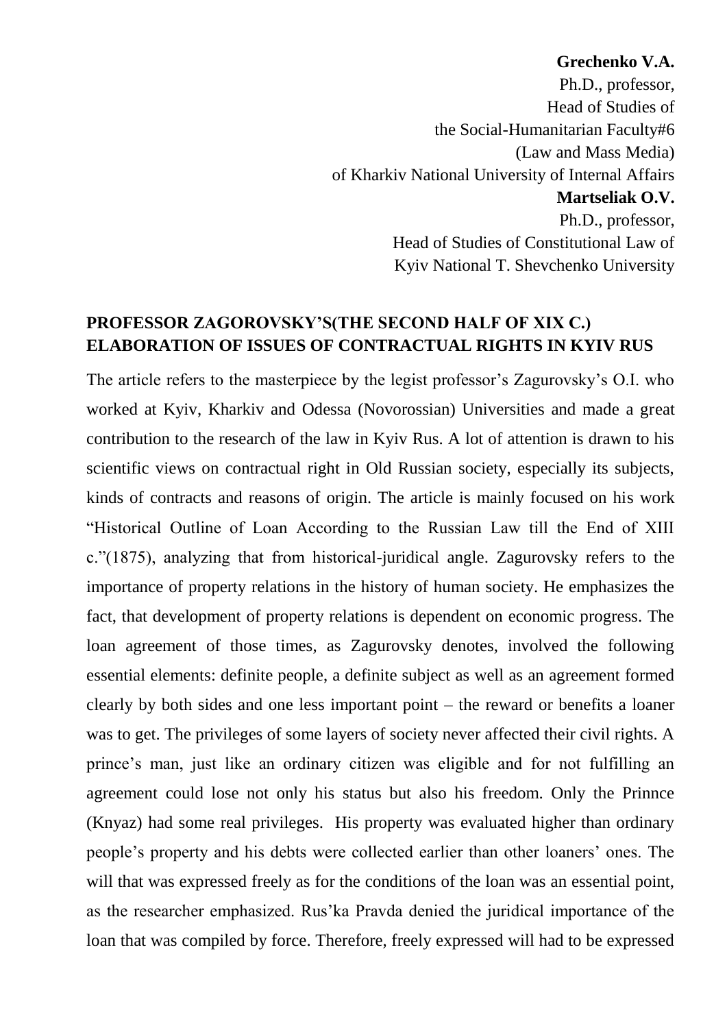**Grechenko V.A.**
Ph.D., professor,
Head of Studies of
the Social-Humanitarian Faculty#6
(Law and Mass Media)
of Kharkiv National University of Internal Affairs
**Martseliak O.V.**
Ph.D., professor,
Head of Studies of Constitutional Law of
Kyiv National T. Shevchenko University

## PROFESSOR ZAGOROVSKY'S(THE SECOND HALF OF XIX C.) ELABORATION OF ISSUES OF CONTRACTUAL RIGHTS IN KYIV RUS

The article refers to the masterpiece by the legist professor's Zagurovsky's O.I. who worked at Kyiv, Kharkiv and Odessa (Novorossian) Universities and made a great contribution to the research of the law in Kyiv Rus. A lot of attention is drawn to his scientific views on contractual right in Old Russian society, especially its subjects, kinds of contracts and reasons of origin. The article is mainly focused on his work "Historical Outline of Loan According to the Russian Law till the End of XIII c."(1875), analyzing that from historical-juridical angle. Zagurovsky refers to the importance of property relations in the history of human society. He emphasizes the fact, that development of property relations is dependent on economic progress. The loan agreement of those times, as Zagurovsky denotes, involved the following essential elements: definite people, a definite subject as well as an agreement formed clearly by both sides and one less important point – the reward or benefits a loaner was to get. The privileges of some layers of society never affected their civil rights. A prince's man, just like an ordinary citizen was eligible and for not fulfilling an agreement could lose not only his status but also his freedom. Only the Prinnce (Knyaz) had some real privileges. His property was evaluated higher than ordinary people's property and his debts were collected earlier than other loaners' ones. The will that was expressed freely as for the conditions of the loan was an essential point, as the researcher emphasized. Rus'ka Pravda denied the juridical importance of the loan that was compiled by force. Therefore, freely expressed will had to be expressed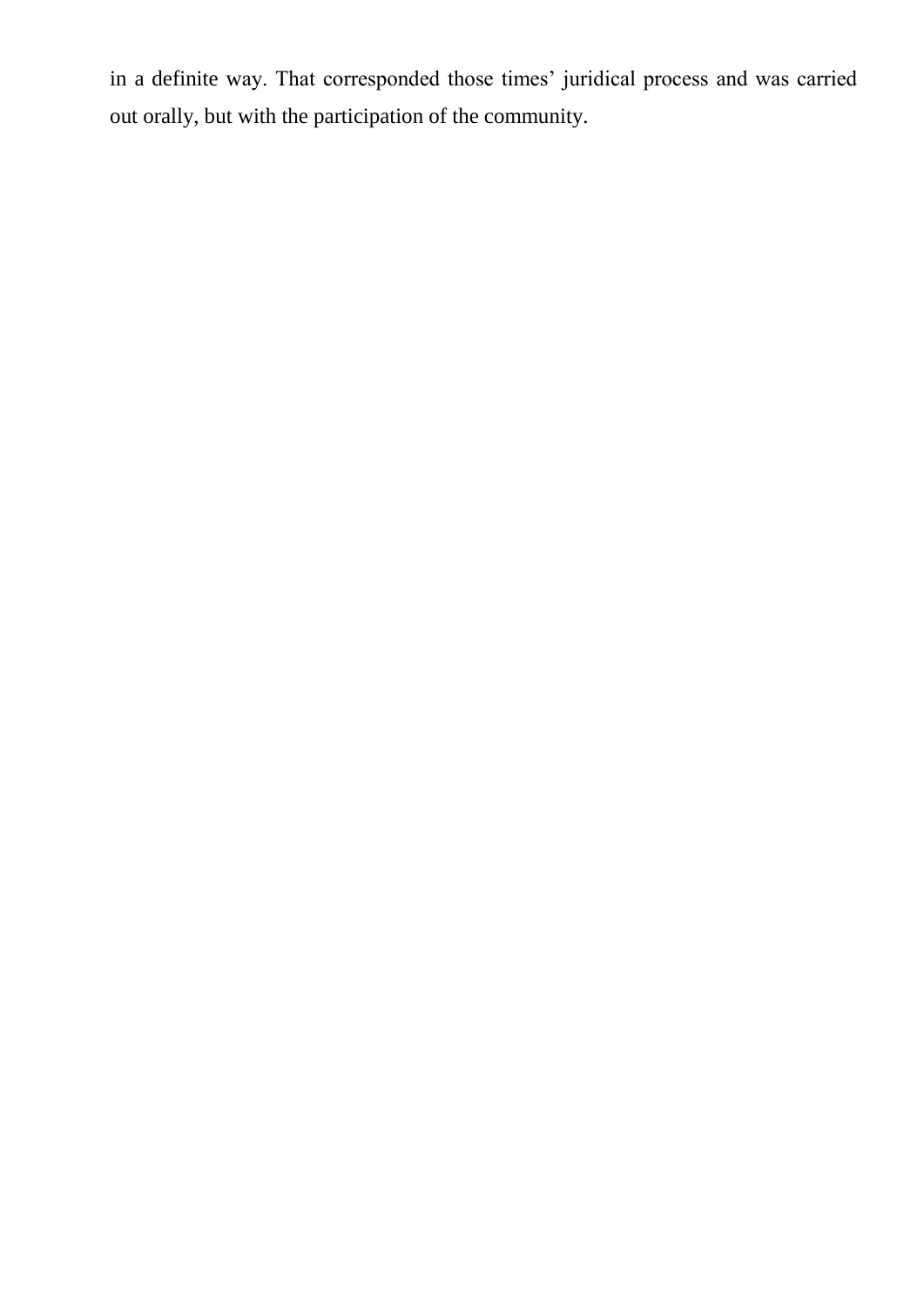in a definite way. That corresponded those times' juridical process and was carried out orally, but with the participation of the community.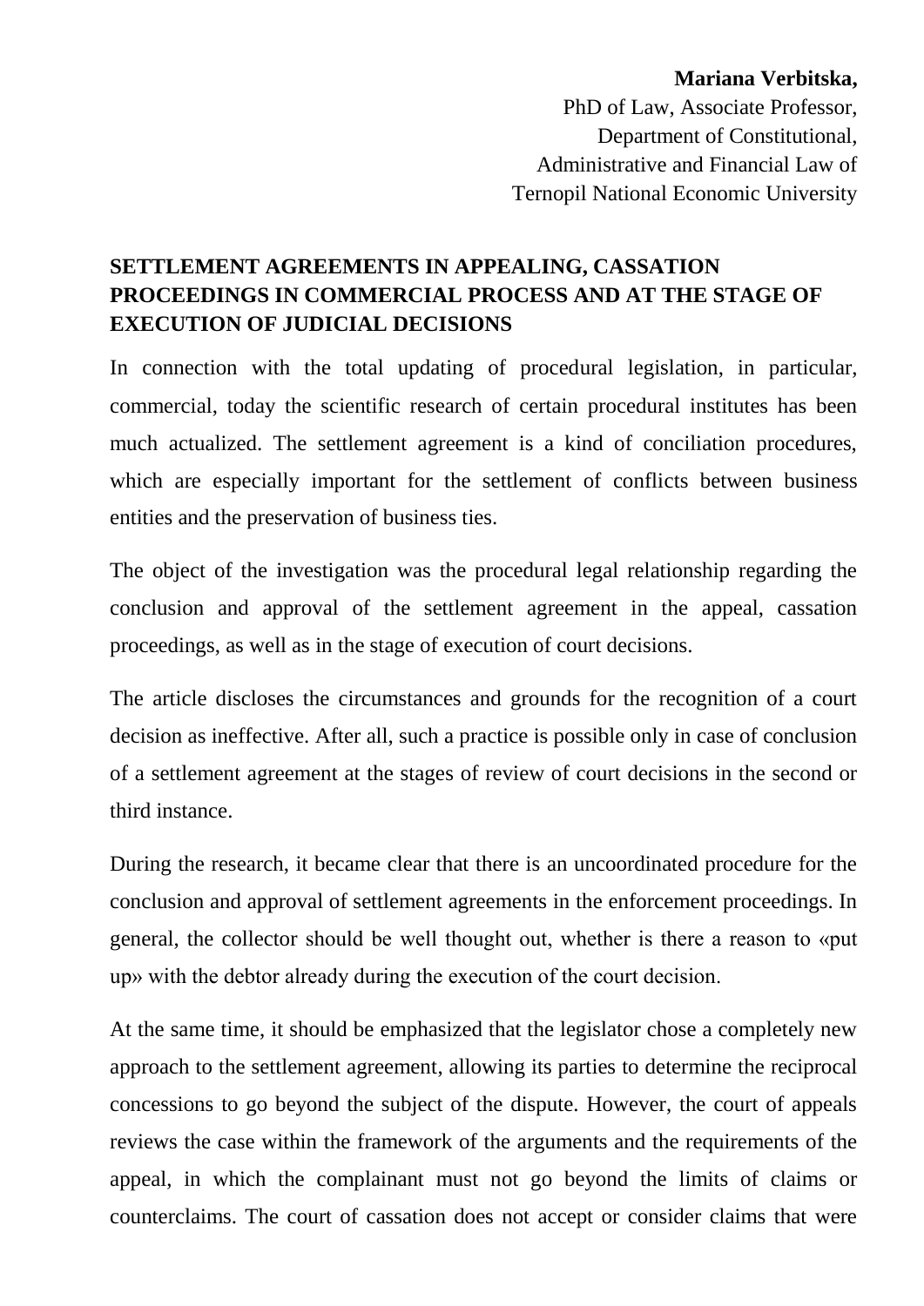**Mariana Verbitska,**
PhD of Law, Associate Professor,
Department of Constitutional,
Administrative and Financial Law of
Ternopil National Economic University

## SETTLEMENT AGREEMENTS IN APPEALING, CASSATION PROCEEDINGS IN COMMERCIAL PROCESS AND AT THE STAGE OF EXECUTION OF JUDICIAL DECISIONS

In connection with the total updating of procedural legislation, in particular, commercial, today the scientific research of certain procedural institutes has been much actualized. The settlement agreement is a kind of conciliation procedures, which are especially important for the settlement of conflicts between business entities and the preservation of business ties.

The object of the investigation was the procedural legal relationship regarding the conclusion and approval of the settlement agreement in the appeal, cassation proceedings, as well as in the stage of execution of court decisions.

The article discloses the circumstances and grounds for the recognition of a court decision as ineffective. After all, such a practice is possible only in case of conclusion of a settlement agreement at the stages of review of court decisions in the second or third instance.

During the research, it became clear that there is an uncoordinated procedure for the conclusion and approval of settlement agreements in the enforcement proceedings. In general, the collector should be well thought out, whether is there a reason to «put up» with the debtor already during the execution of the court decision.

At the same time, it should be emphasized that the legislator chose a completely new approach to the settlement agreement, allowing its parties to determine the reciprocal concessions to go beyond the subject of the dispute. However, the court of appeals reviews the case within the framework of the arguments and the requirements of the appeal, in which the complainant must not go beyond the limits of claims or counterclaims. The court of cassation does not accept or consider claims that were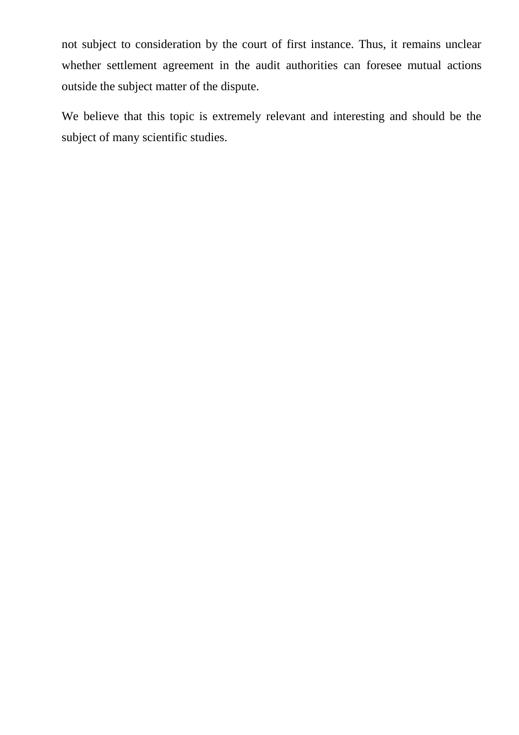not subject to consideration by the court of first instance. Thus, it remains unclear whether settlement agreement in the audit authorities can foresee mutual actions outside the subject matter of the dispute.

We believe that this topic is extremely relevant and interesting and should be the subject of many scientific studies.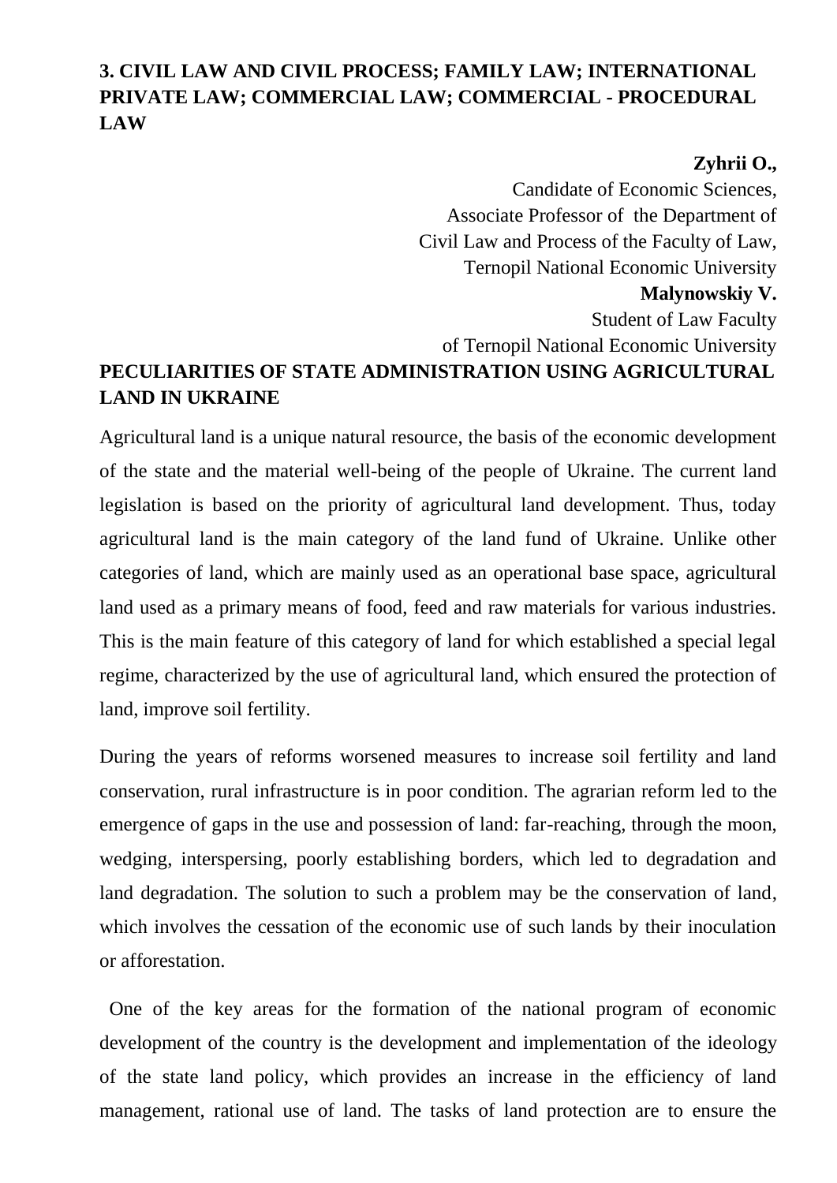## 3. CIVIL LAW AND CIVIL PROCESS; FAMILY LAW; INTERNATIONAL PRIVATE LAW; COMMERCIAL LAW; COMMERCIAL - PROCEDURAL LAW

**Zyhrii O.,**
Candidate of Economic Sciences,
Associate Professor of the Department of
Civil Law and Process of the Faculty of Law,
Ternopil National Economic University

**Malynowskiy V.**
Student of Law Faculty
of Ternopil National Economic University

### PECULIARITIES OF STATE ADMINISTRATION USING AGRICULTURAL LAND IN UKRAINE

Agricultural land is a unique natural resource, the basis of the economic development of the state and the material well-being of the people of Ukraine. The current land legislation is based on the priority of agricultural land development. Thus, today agricultural land is the main category of the land fund of Ukraine. Unlike other categories of land, which are mainly used as an operational base space, agricultural land used as a primary means of food, feed and raw materials for various industries. This is the main feature of this category of land for which established a special legal regime, characterized by the use of agricultural land, which ensured the protection of land, improve soil fertility.

During the years of reforms worsened measures to increase soil fertility and land conservation, rural infrastructure is in poor condition. The agrarian reform led to the emergence of gaps in the use and possession of land: far-reaching, through the moon, wedging, interspersing, poorly establishing borders, which led to degradation and land degradation. The solution to such a problem may be the conservation of land, which involves the cessation of the economic use of such lands by their inoculation or afforestation.

One of the key areas for the formation of the national program of economic development of the country is the development and implementation of the ideology of the state land policy, which provides an increase in the efficiency of land management, rational use of land. The tasks of land protection are to ensure the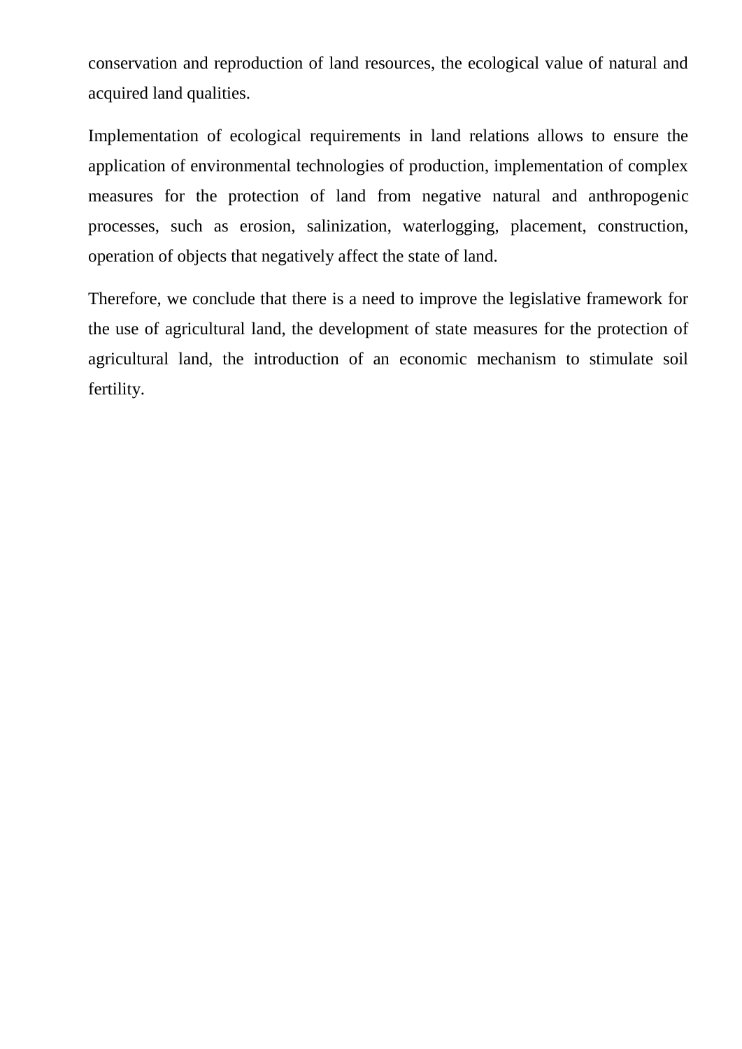conservation and reproduction of land resources, the ecological value of natural and acquired land qualities.

Implementation of ecological requirements in land relations allows to ensure the application of environmental technologies of production, implementation of complex measures for the protection of land from negative natural and anthropogenic processes, such as erosion, salinization, waterlogging, placement, construction, operation of objects that negatively affect the state of land.

Therefore, we conclude that there is a need to improve the legislative framework for the use of agricultural land, the development of state measures for the protection of agricultural land, the introduction of an economic mechanism to stimulate soil fertility.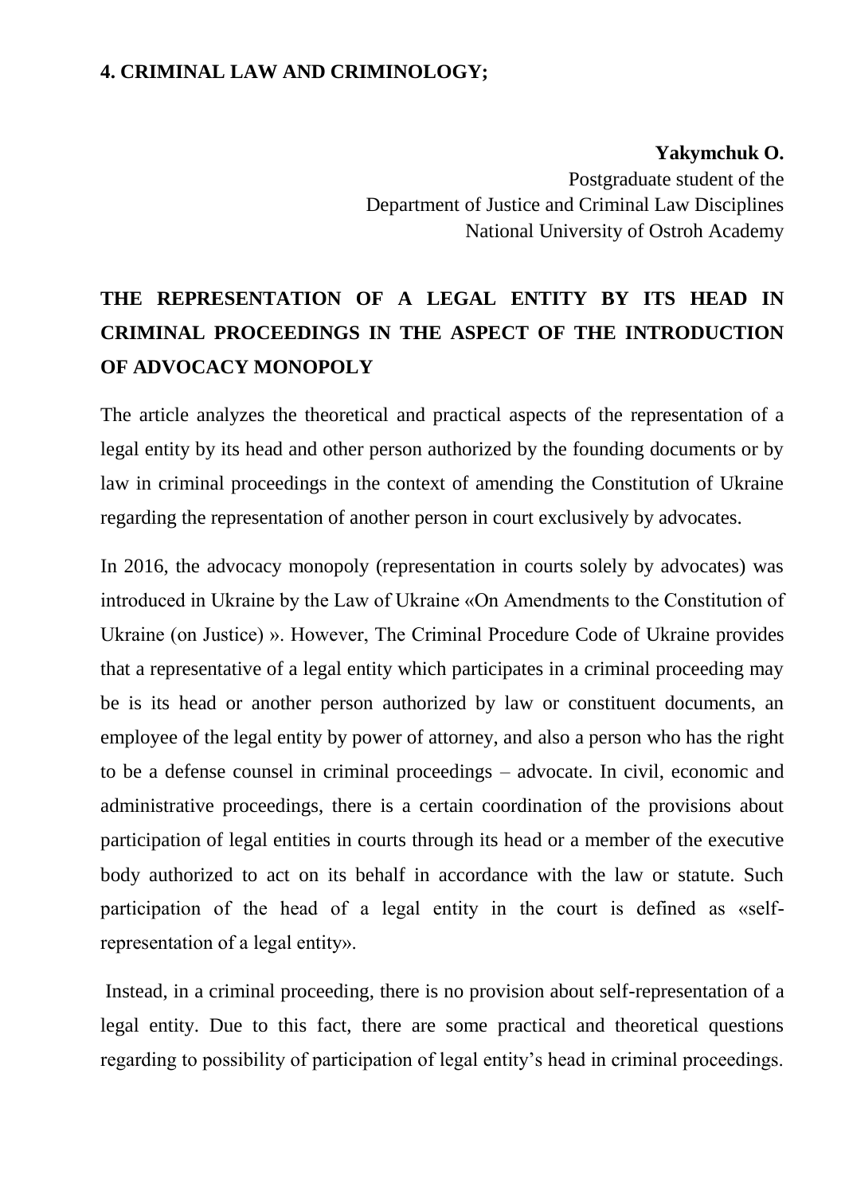## 4. CRIMINAL LAW AND CRIMINOLOGY;

**Yakmchuk O.**

Postgraduate student of the
Department of Justice and Criminal Law Disciplines
National University of Ostroh Academy

# THE REPRESENTATION OF A LEGAL ENTITY BY ITS HEAD IN CRIMINAL PROCEEDINGS IN THE ASPECT OF THE INTRODUCTION OF ADVOCACY MONOPOLY

The article analyzes the theoretical and practical aspects of the representation of a legal entity by its head and other person authorized by the founding documents or by law in criminal proceedings in the context of amending the Constitution of Ukraine regarding the representation of another person in court exclusively by advocates.

In 2016, the advocacy monopoly (representation in courts solely by advocates) was introduced in Ukraine by the Law of Ukraine «On Amendments to the Constitution of Ukraine (on Justice) ». However, The Criminal Procedure Code of Ukraine provides that a representative of a legal entity which participates in a criminal proceeding may be is its head or another person authorized by law or constituent documents, an employee of the legal entity by power of attorney, and also a person who has the right to be a defense counsel in criminal proceedings – advocate. In civil, economic and administrative proceedings, there is a certain coordination of the provisions about participation of legal entities in courts through its head or a member of the executive body authorized to act on its behalf in accordance with the law or statute. Such participation of the head of a legal entity in the court is defined as «self-representation of a legal entity».

Instead, in a criminal proceeding, there is no provision about self-representation of a legal entity. Due to this fact, there are some practical and theoretical questions regarding to possibility of participation of legal entity's head in criminal proceedings.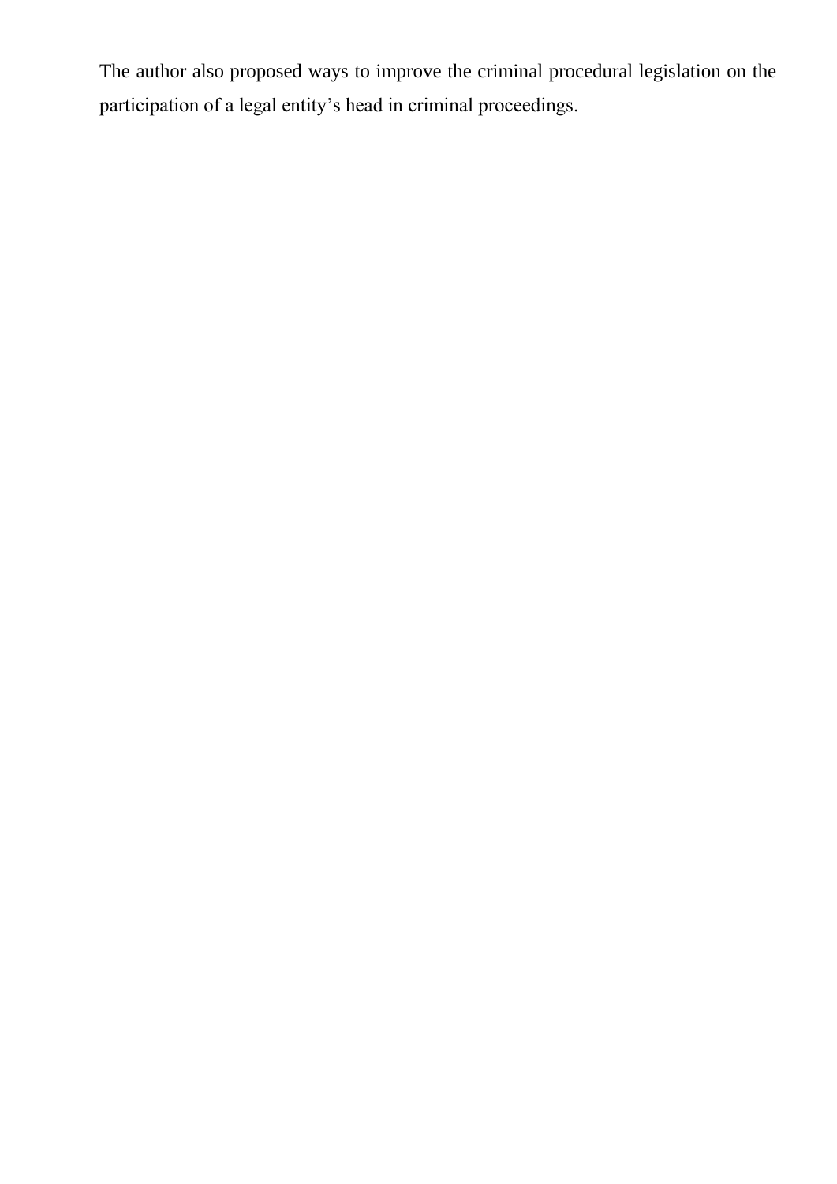The author also proposed ways to improve the criminal procedural legislation on the participation of a legal entity’s head in criminal proceedings.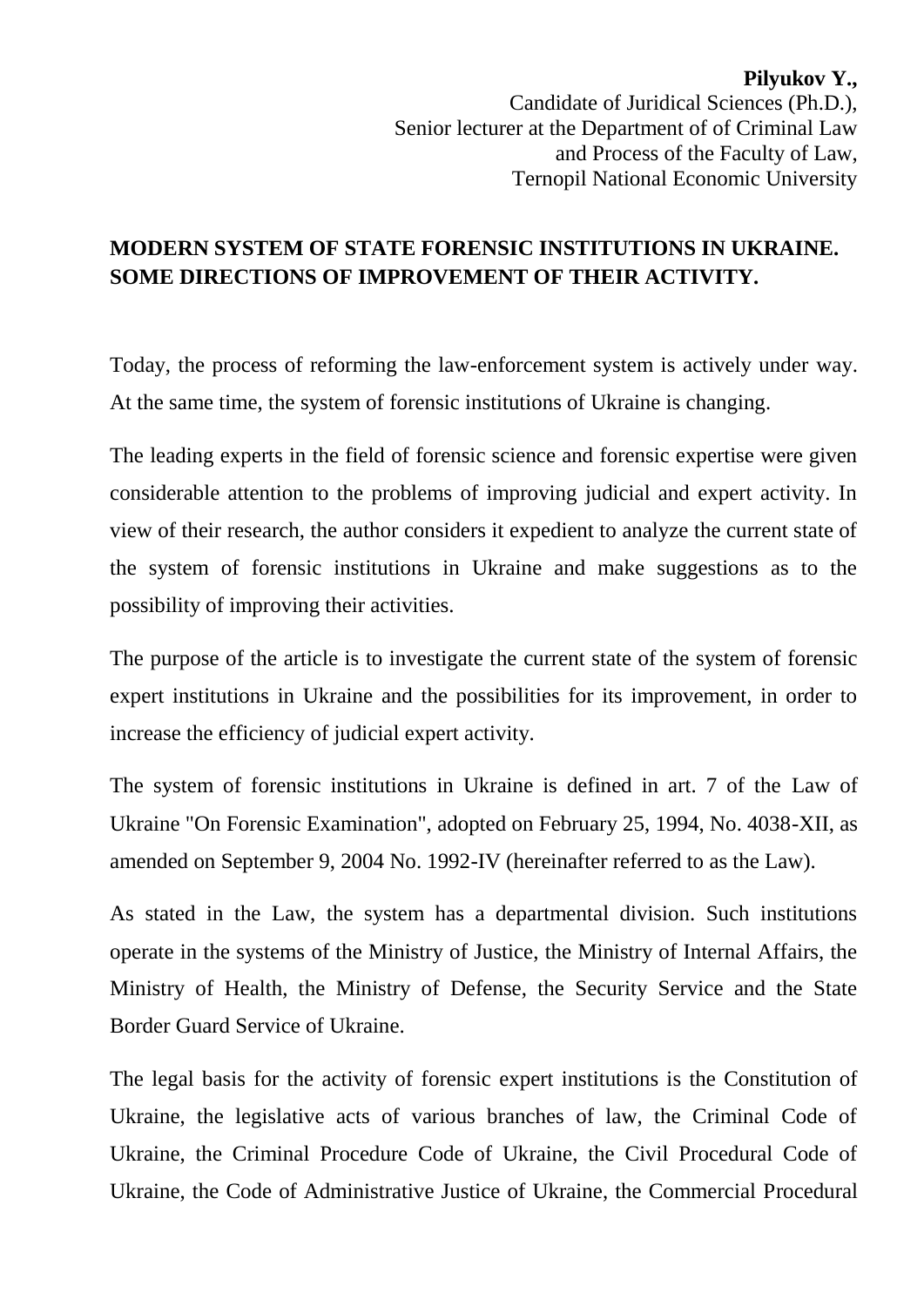**Pilyukov Y.,**
Candidate of Juridical Sciences (Ph.D.),
Senior lecturer at the Department of of Criminal Law
and Process of the Faculty of Law,
Ternopil National Economic University

## MODERN SYSTEM OF STATE FORENSIC INSTITUTIONS IN UKRAINE. SOME DIRECTIONS OF IMPROVEMENT OF THEIR ACTIVITY.

Today, the process of reforming the law-enforcement system is actively under way. At the same time, the system of forensic institutions of Ukraine is changing.

The leading experts in the field of forensic science and forensic expertise were given considerable attention to the problems of improving judicial and expert activity. In view of their research, the author considers it expedient to analyze the current state of the system of forensic institutions in Ukraine and make suggestions as to the possibility of improving their activities.

The purpose of the article is to investigate the current state of the system of forensic expert institutions in Ukraine and the possibilities for its improvement, in order to increase the efficiency of judicial expert activity.

The system of forensic institutions in Ukraine is defined in art. 7 of the Law of Ukraine "On Forensic Examination", adopted on February 25, 1994, No. 4038-XII, as amended on September 9, 2004 No. 1992-IV (hereinafter referred to as the Law).

As stated in the Law, the system has a departmental division. Such institutions operate in the systems of the Ministry of Justice, the Ministry of Internal Affairs, the Ministry of Health, the Ministry of Defense, the Security Service and the State Border Guard Service of Ukraine.

The legal basis for the activity of forensic expert institutions is the Constitution of Ukraine, the legislative acts of various branches of law, the Criminal Code of Ukraine, the Criminal Procedure Code of Ukraine, the Civil Procedural Code of Ukraine, the Code of Administrative Justice of Ukraine, the Commercial Procedural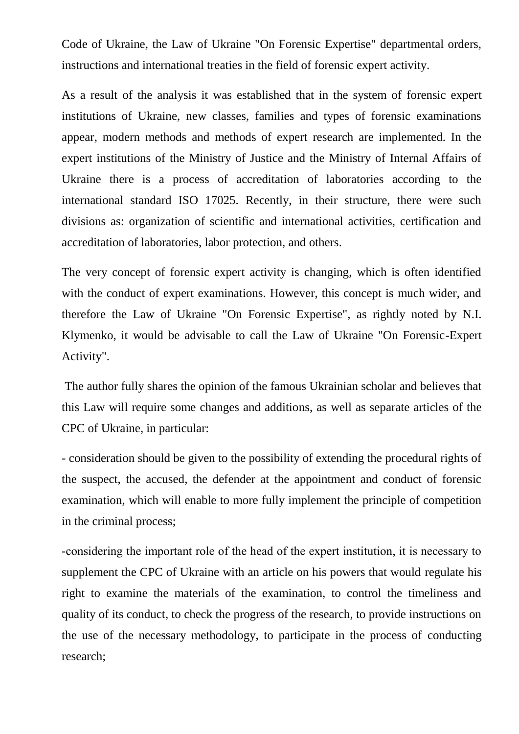Code of Ukraine, the Law of Ukraine "On Forensic Expertise" departmental orders, instructions and international treaties in the field of forensic expert activity.

As a result of the analysis it was established that in the system of forensic expert institutions of Ukraine, new classes, families and types of forensic examinations appear, modern methods and methods of expert research are implemented. In the expert institutions of the Ministry of Justice and the Ministry of Internal Affairs of Ukraine there is a process of accreditation of laboratories according to the international standard ISO 17025. Recently, in their structure, there were such divisions as: organization of scientific and international activities, certification and accreditation of laboratories, labor protection, and others.

The very concept of forensic expert activity is changing, which is often identified with the conduct of expert examinations. However, this concept is much wider, and therefore the Law of Ukraine "On Forensic Expertise", as rightly noted by N.I. Klymenko, it would be advisable to call the Law of Ukraine "On Forensic-Expert Activity".

The author fully shares the opinion of the famous Ukrainian scholar and believes that this Law will require some changes and additions, as well as separate articles of the CPC of Ukraine, in particular:

- consideration should be given to the possibility of extending the procedural rights of the suspect, the accused, the defender at the appointment and conduct of forensic examination, which will enable to more fully implement the principle of competition in the criminal process;

- considering the important role of the head of the expert institution, it is necessary to supplement the CPC of Ukraine with an article on his powers that would regulate his right to examine the materials of the examination, to control the timeliness and quality of its conduct, to check the progress of the research, to provide instructions on the use of the necessary methodology, to participate in the process of conducting research;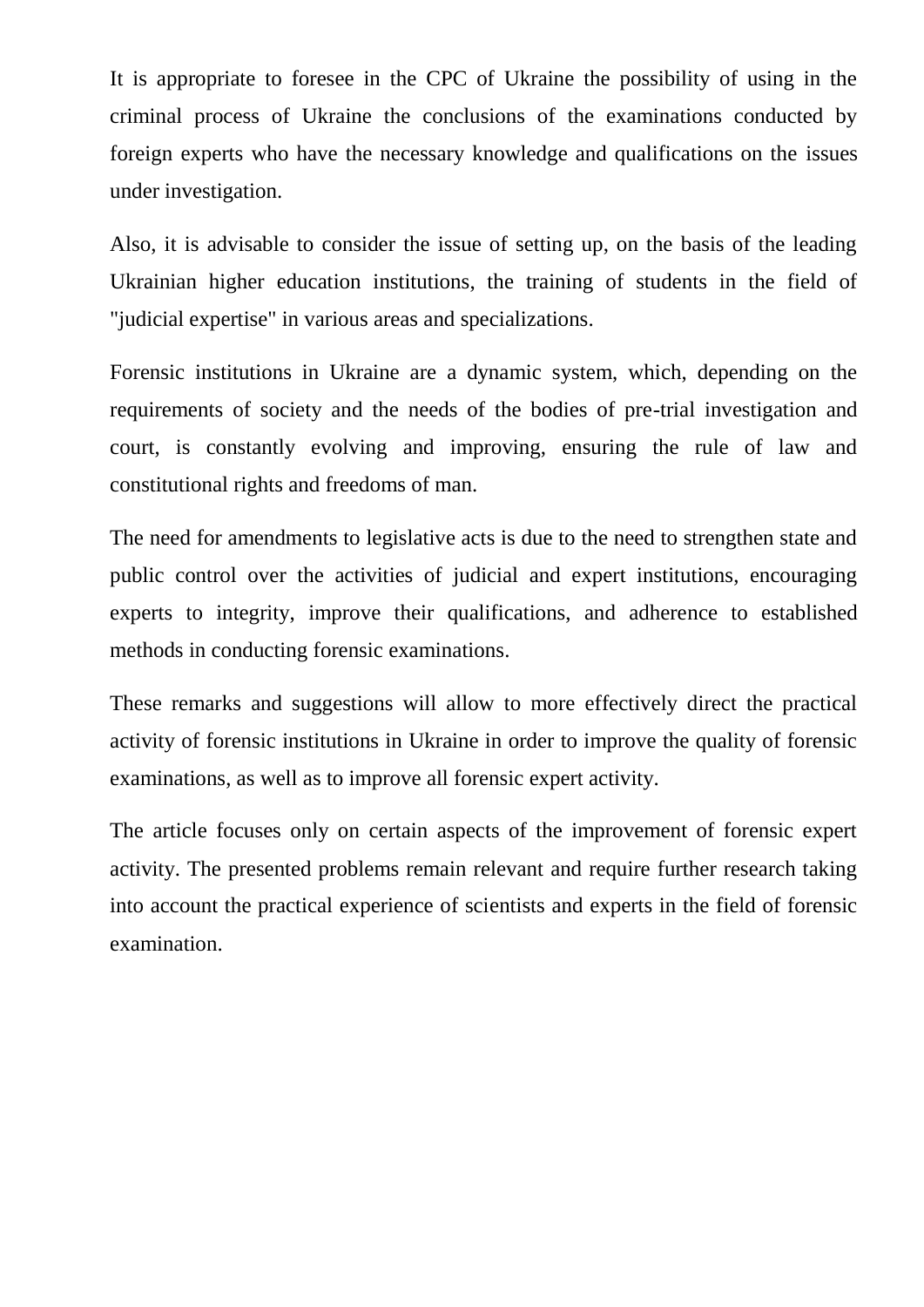It is appropriate to foresee in the CPC of Ukraine the possibility of using in the criminal process of Ukraine the conclusions of the examinations conducted by foreign experts who have the necessary knowledge and qualifications on the issues under investigation.

Also, it is advisable to consider the issue of setting up, on the basis of the leading Ukrainian higher education institutions, the training of students in the field of "judicial expertise" in various areas and specializations.

Forensic institutions in Ukraine are a dynamic system, which, depending on the requirements of society and the needs of the bodies of pre-trial investigation and court, is constantly evolving and improving, ensuring the rule of law and constitutional rights and freedoms of man.

The need for amendments to legislative acts is due to the need to strengthen state and public control over the activities of judicial and expert institutions, encouraging experts to integrity, improve their qualifications, and adherence to established methods in conducting forensic examinations.

These remarks and suggestions will allow to more effectively direct the practical activity of forensic institutions in Ukraine in order to improve the quality of forensic examinations, as well as to improve all forensic expert activity.

The article focuses only on certain aspects of the improvement of forensic expert activity. The presented problems remain relevant and require further research taking into account the practical experience of scientists and experts in the field of forensic examination.